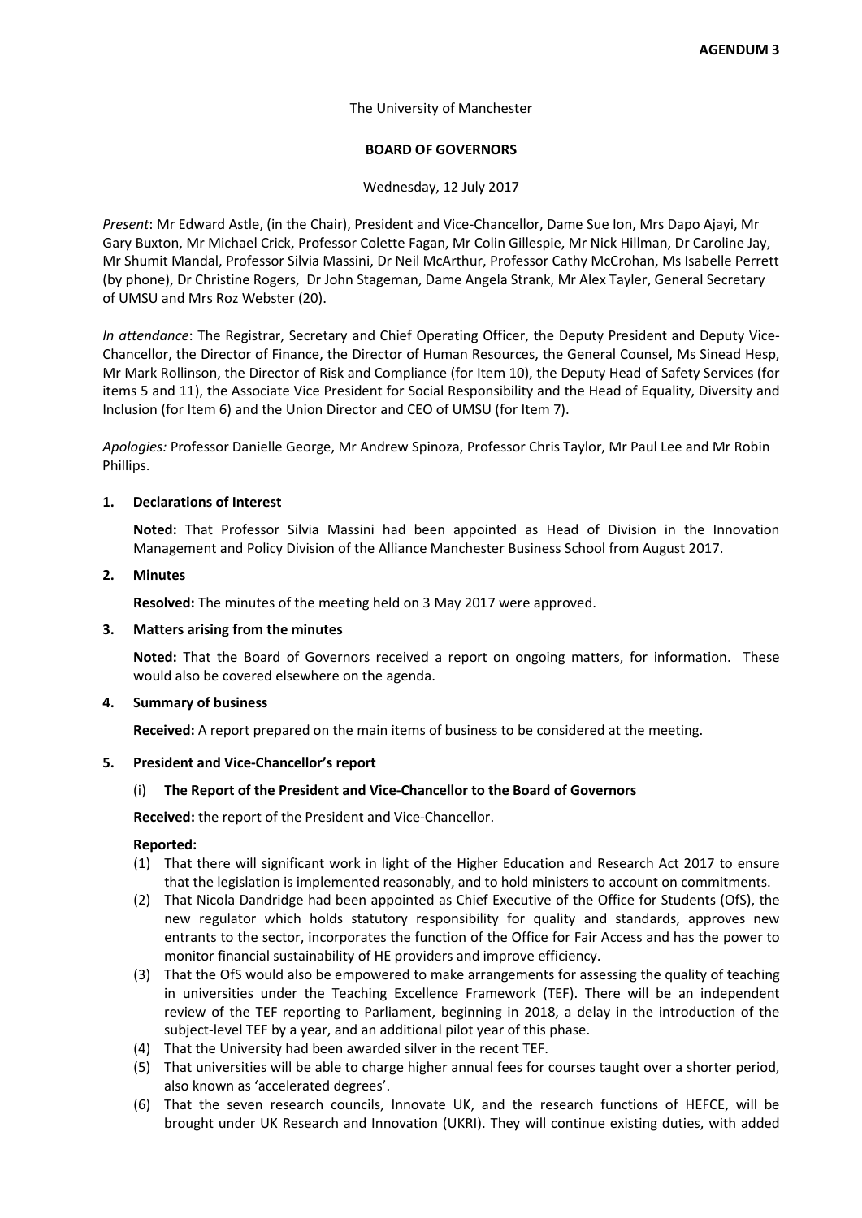**AGENDUM 3**

The University of Manchester

**BOARD OF GOVERNORS**

Wednesday, 12 July 2017

*Present*: Mr Edward Astle, (in the Chair), President and Vice-Chancellor, Dame Sue Ion, Mrs Dapo Ajayi, Mr Gary Buxton, Mr Michael Crick, Professor Colette Fagan, Mr Colin Gillespie, Mr Nick Hillman, Dr Caroline Jay, Mr Shumit Mandal, Professor Silvia Massini, Dr Neil McArthur, Professor Cathy McCrohan, Ms Isabelle Perrett (by phone), Dr Christine Rogers, Dr John Stageman, Dame Angela Strank, Mr Alex Tayler, General Secretary of UMSU and Mrs Roz Webster (20).

*In attendance*: The Registrar, Secretary and Chief Operating Officer, the Deputy President and Deputy Vice-Chancellor, the Director of Finance, the Director of Human Resources, the General Counsel, Ms Sinead Hesp, Mr Mark Rollinson, the Director of Risk and Compliance (for Item 10), the Deputy Head of Safety Services (for items 5 and 11), the Associate Vice President for Social Responsibility and the Head of Equality, Diversity and Inclusion (for Item 6) and the Union Director and CEO of UMSU (for Item 7).

*Apologies:* Professor Danielle George, Mr Andrew Spinoza, Professor Chris Taylor, Mr Paul Lee and Mr Robin Phillips.

**1. Declarations of Interest**

**Noted:** That Professor Silvia Massini had been appointed as Head of Division in the Innovation Management and Policy Division of the Alliance Manchester Business School from August 2017.

**2. Minutes**

**Resolved:** The minutes of the meeting held on 3 May 2017 were approved.

**3. Matters arising from the minutes**

**Noted:** That the Board of Governors received a report on ongoing matters, for information. These would also be covered elsewhere on the agenda.

**4. Summary of business**

**Received:** A report prepared on the main items of business to be considered at the meeting.

**5. President and Vice-Chancellor's report**

(i) **The Report of the President and Vice-Chancellor to the Board of Governors**

**Received:** the report of the President and Vice-Chancellor.

**Reported:**

(1) That there will significant work in light of the Higher Education and Research Act 2017 to ensure that the legislation is implemented reasonably, and to hold ministers to account on commitments.

(2) That Nicola Dandridge had been appointed as Chief Executive of the Office for Students (OfS), the new regulator which holds statutory responsibility for quality and standards, approves new entrants to the sector, incorporates the function of the Office for Fair Access and has the power to monitor financial sustainability of HE providers and improve efficiency.

(3) That the OfS would also be empowered to make arrangements for assessing the quality of teaching in universities under the Teaching Excellence Framework (TEF). There will be an independent review of the TEF reporting to Parliament, beginning in 2018, a delay in the introduction of the subject-level TEF by a year, and an additional pilot year of this phase.

(4) That the University had been awarded silver in the recent TEF.

(5) That universities will be able to charge higher annual fees for courses taught over a shorter period, also known as 'accelerated degrees'.

(6) That the seven research councils, Innovate UK, and the research functions of HEFCE, will be brought under UK Research and Innovation (UKRI). They will continue existing duties, with added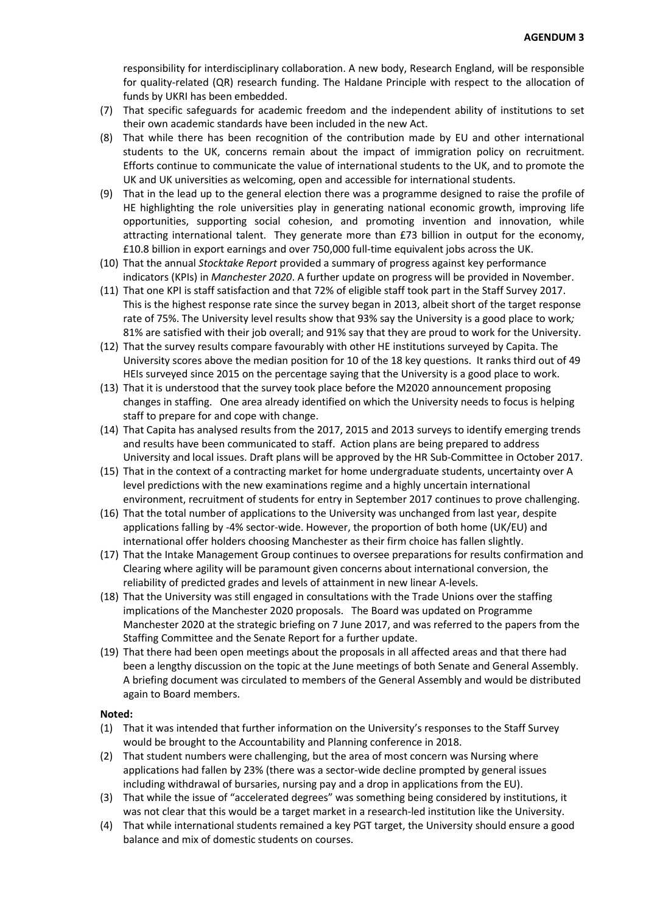responsibility for interdisciplinary collaboration. A new body, Research England, will be responsible for quality-related (QR) research funding. The Haldane Principle with respect to the allocation of funds by UKRI has been embedded.

(7) That specific safeguards for academic freedom and the independent ability of institutions to set their own academic standards have been included in the new Act.

(8) That while there has been recognition of the contribution made by EU and other international students to the UK, concerns remain about the impact of immigration policy on recruitment. Efforts continue to communicate the value of international students to the UK, and to promote the UK and UK universities as welcoming, open and accessible for international students.

(9) That in the lead up to the general election there was a programme designed to raise the profile of HE highlighting the role universities play in generating national economic growth, improving life opportunities, supporting social cohesion, and promoting invention and innovation, while attracting international talent. They generate more than £73 billion in output for the economy, £10.8 billion in export earnings and over 750,000 full-time equivalent jobs across the UK.

(10) That the annual *Stocktake Report* provided a summary of progress against key performance indicators (KPIs) in *Manchester 2020*. A further update on progress will be provided in November.

(11) That one KPI is staff satisfaction and that 72% of eligible staff took part in the Staff Survey 2017. This is the highest response rate since the survey began in 2013, albeit short of the target response rate of 75%. The University level results show that 93% say the University is a good place to work*;* 81% are satisfied with their job overall; and 91% say that they are proud to work for the University.

(12) That the survey results compare favourably with other HE institutions surveyed by Capita. The University scores above the median position for 10 of the 18 key questions. It ranks third out of 49 HEIs surveyed since 2015 on the percentage saying that the University is a good place to work.

(13) That it is understood that the survey took place before the M2020 announcement proposing changes in staffing. One area already identified on which the University needs to focus is helping staff to prepare for and cope with change.

(14) That Capita has analysed results from the 2017, 2015 and 2013 surveys to identify emerging trends and results have been communicated to staff. Action plans are being prepared to address University and local issues. Draft plans will be approved by the HR Sub-Committee in October 2017.

(15) That in the context of a contracting market for home undergraduate students, uncertainty over A level predictions with the new examinations regime and a highly uncertain international environment, recruitment of students for entry in September 2017 continues to prove challenging.

(16) That the total number of applications to the University was unchanged from last year, despite applications falling by -4% sector-wide. However, the proportion of both home (UK/EU) and international offer holders choosing Manchester as their firm choice has fallen slightly.

(17) That the Intake Management Group continues to oversee preparations for results confirmation and Clearing where agility will be paramount given concerns about international conversion, the reliability of predicted grades and levels of attainment in new linear A-levels.

(18) That the University was still engaged in consultations with the Trade Unions over the staffing implications of the Manchester 2020 proposals. The Board was updated on Programme Manchester 2020 at the strategic briefing on 7 June 2017, and was referred to the papers from the Staffing Committee and the Senate Report for a further update.

(19) That there had been open meetings about the proposals in all affected areas and that there had been a lengthy discussion on the topic at the June meetings of both Senate and General Assembly. A briefing document was circulated to members of the General Assembly and would be distributed again to Board members.

**Noted:**

(1) That it was intended that further information on the University's responses to the Staff Survey would be brought to the Accountability and Planning conference in 2018.

(2) That student numbers were challenging, but the area of most concern was Nursing where applications had fallen by 23% (there was a sector-wide decline prompted by general issues including withdrawal of bursaries, nursing pay and a drop in applications from the EU).

(3) That while the issue of "accelerated degrees" was something being considered by institutions, it was not clear that this would be a target market in a research-led institution like the University.

(4) That while international students remained a key PGT target, the University should ensure a good balance and mix of domestic students on courses.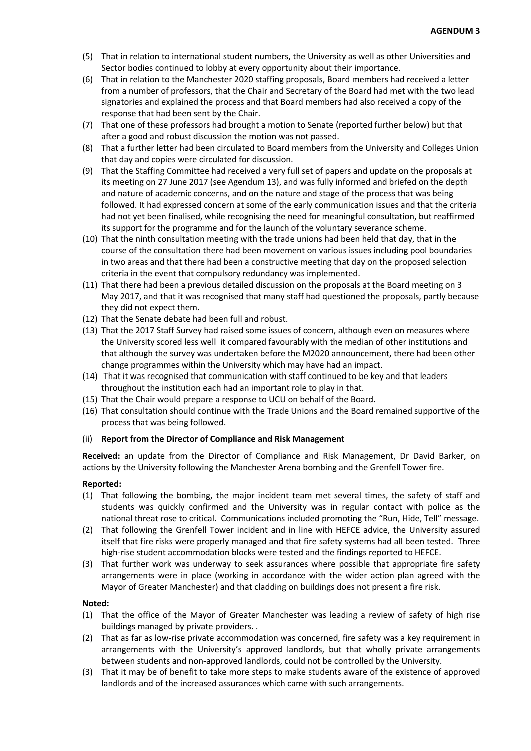(5) That in relation to international student numbers, the University as well as other Universities and Sector bodies continued to lobby at every opportunity about their importance.

(6) That in relation to the Manchester 2020 staffing proposals, Board members had received a letter from a number of professors, that the Chair and Secretary of the Board had met with the two lead signatories and explained the process and that Board members had also received a copy of the response that had been sent by the Chair.

(7) That one of these professors had brought a motion to Senate (reported further below) but that after a good and robust discussion the motion was not passed.

(8) That a further letter had been circulated to Board members from the University and Colleges Union that day and copies were circulated for discussion.

(9) That the Staffing Committee had received a very full set of papers and update on the proposals at its meeting on 27 June 2017 (see Agendum 13), and was fully informed and briefed on the depth and nature of academic concerns, and on the nature and stage of the process that was being followed. It had expressed concern at some of the early communication issues and that the criteria had not yet been finalised, while recognising the need for meaningful consultation, but reaffirmed its support for the programme and for the launch of the voluntary severance scheme.

(10) That the ninth consultation meeting with the trade unions had been held that day, that in the course of the consultation there had been movement on various issues including pool boundaries in two areas and that there had been a constructive meeting that day on the proposed selection criteria in the event that compulsory redundancy was implemented.

(11) That there had been a previous detailed discussion on the proposals at the Board meeting on 3 May 2017, and that it was recognised that many staff had questioned the proposals, partly because they did not expect them.

(12) That the Senate debate had been full and robust.

(13) That the 2017 Staff Survey had raised some issues of concern, although even on measures where the University scored less well it compared favourably with the median of other institutions and that although the survey was undertaken before the M2020 announcement, there had been other change programmes within the University which may have had an impact.

(14) That it was recognised that communication with staff continued to be key and that leaders throughout the institution each had an important role to play in that.

(15) That the Chair would prepare a response to UCU on behalf of the Board.

(16) That consultation should continue with the Trade Unions and the Board remained supportive of the process that was being followed.

(ii) **Report from the Director of Compliance and Risk Management**

**Received:** an update from the Director of Compliance and Risk Management, Dr David Barker, on actions by the University following the Manchester Arena bombing and the Grenfell Tower fire.

**Reported:**

(1) That following the bombing, the major incident team met several times, the safety of staff and students was quickly confirmed and the University was in regular contact with police as the national threat rose to critical. Communications included promoting the "Run, Hide, Tell" message.

(2) That following the Grenfell Tower incident and in line with HEFCE advice, the University assured itself that fire risks were properly managed and that fire safety systems had all been tested. Three high-rise student accommodation blocks were tested and the findings reported to HEFCE.

(3) That further work was underway to seek assurances where possible that appropriate fire safety arrangements were in place (working in accordance with the wider action plan agreed with the Mayor of Greater Manchester) and that cladding on buildings does not present a fire risk.

**Noted:**

(1) That the office of the Mayor of Greater Manchester was leading a review of safety of high rise buildings managed by private providers. .

(2) That as far as low-rise private accommodation was concerned, fire safety was a key requirement in arrangements with the University's approved landlords, but that wholly private arrangements between students and non-approved landlords, could not be controlled by the University.

(3) That it may be of benefit to take more steps to make students aware of the existence of approved landlords and of the increased assurances which came with such arrangements.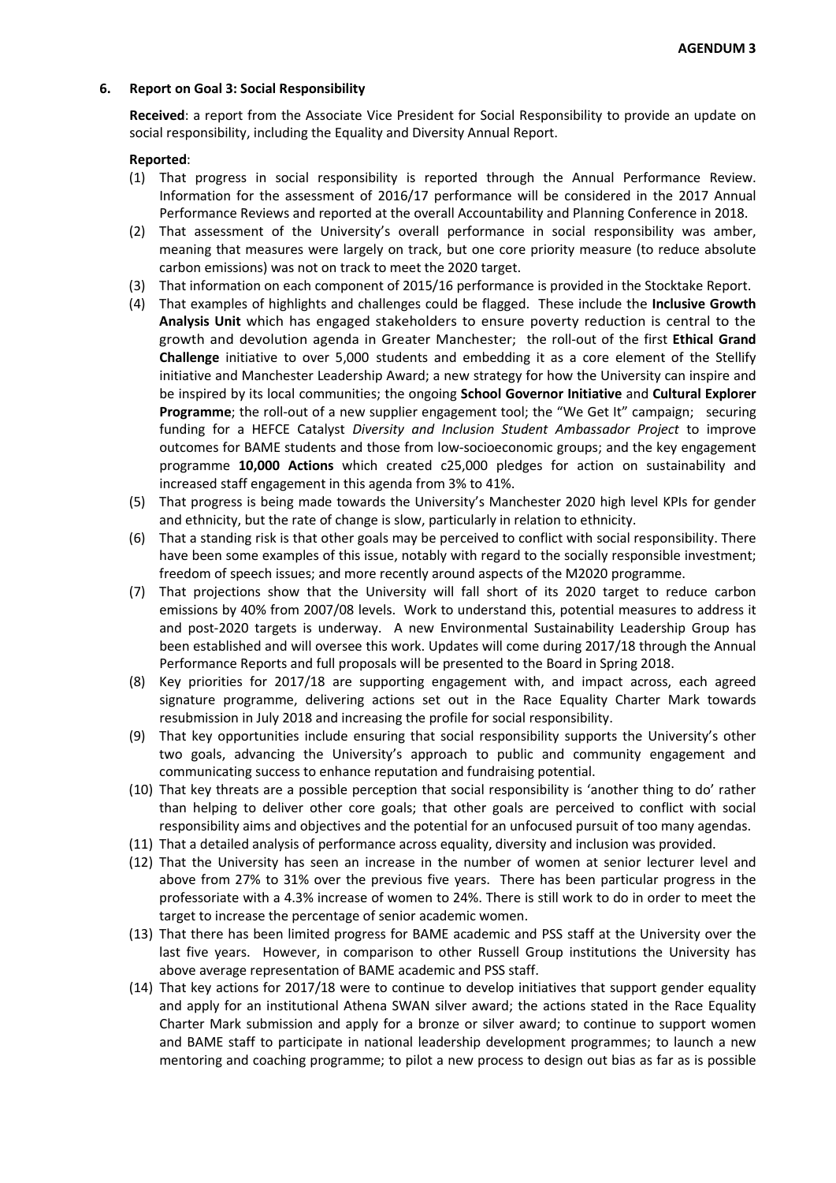**AGENDUM 3**

**6. Report on Goal 3: Social Responsibility**

**Received**: a report from the Associate Vice President for Social Responsibility to provide an update on social responsibility, including the Equality and Diversity Annual Report.

**Reported**:

(1) That progress in social responsibility is reported through the Annual Performance Review. Information for the assessment of 2016/17 performance will be considered in the 2017 Annual Performance Reviews and reported at the overall Accountability and Planning Conference in 2018.

(2) That assessment of the University's overall performance in social responsibility was amber, meaning that measures were largely on track, but one core priority measure (to reduce absolute carbon emissions) was not on track to meet the 2020 target.

(3) That information on each component of 2015/16 performance is provided in the Stocktake Report.

(4) That examples of highlights and challenges could be flagged. These include the **Inclusive Growth Analysis Unit** which has engaged stakeholders to ensure poverty reduction is central to the growth and devolution agenda in Greater Manchester; the roll-out of the first **Ethical Grand Challenge** initiative to over 5,000 students and embedding it as a core element of the Stellify initiative and Manchester Leadership Award; a new strategy for how the University can inspire and be inspired by its local communities; the ongoing **School Governor Initiative** and **Cultural Explorer Programme**; the roll-out of a new supplier engagement tool; the "We Get It" campaign; securing funding for a HEFCE Catalyst *Diversity and Inclusion Student Ambassador Project* to improve outcomes for BAME students and those from low-socioeconomic groups; and the key engagement programme **10,000 Actions** which created c25,000 pledges for action on sustainability and increased staff engagement in this agenda from 3% to 41%.

(5) That progress is being made towards the University's Manchester 2020 high level KPIs for gender and ethnicity, but the rate of change is slow, particularly in relation to ethnicity.

(6) That a standing risk is that other goals may be perceived to conflict with social responsibility. There have been some examples of this issue, notably with regard to the socially responsible investment; freedom of speech issues; and more recently around aspects of the M2020 programme.

(7) That projections show that the University will fall short of its 2020 target to reduce carbon emissions by 40% from 2007/08 levels. Work to understand this, potential measures to address it and post-2020 targets is underway. A new Environmental Sustainability Leadership Group has been established and will oversee this work. Updates will come during 2017/18 through the Annual Performance Reports and full proposals will be presented to the Board in Spring 2018.

(8) Key priorities for 2017/18 are supporting engagement with, and impact across, each agreed signature programme, delivering actions set out in the Race Equality Charter Mark towards resubmission in July 2018 and increasing the profile for social responsibility.

(9) That key opportunities include ensuring that social responsibility supports the University's other two goals, advancing the University's approach to public and community engagement and communicating success to enhance reputation and fundraising potential.

(10) That key threats are a possible perception that social responsibility is 'another thing to do' rather than helping to deliver other core goals; that other goals are perceived to conflict with social responsibility aims and objectives and the potential for an unfocused pursuit of too many agendas.

(11) That a detailed analysis of performance across equality, diversity and inclusion was provided.

(12) That the University has seen an increase in the number of women at senior lecturer level and above from 27% to 31% over the previous five years. There has been particular progress in the professoriate with a 4.3% increase of women to 24%. There is still work to do in order to meet the target to increase the percentage of senior academic women.

(13) That there has been limited progress for BAME academic and PSS staff at the University over the last five years. However, in comparison to other Russell Group institutions the University has above average representation of BAME academic and PSS staff.

(14) That key actions for 2017/18 were to continue to develop initiatives that support gender equality and apply for an institutional Athena SWAN silver award; the actions stated in the Race Equality Charter Mark submission and apply for a bronze or silver award; to continue to support women and BAME staff to participate in national leadership development programmes; to launch a new mentoring and coaching programme; to pilot a new process to design out bias as far as is possible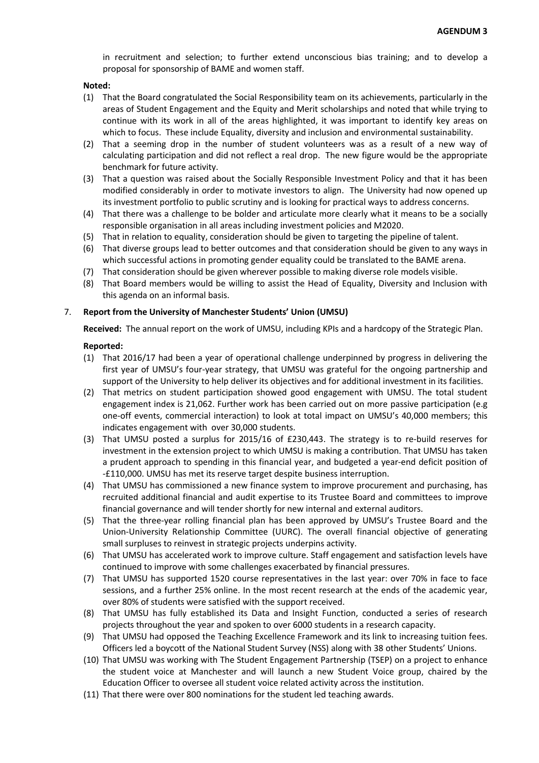in recruitment and selection; to further extend unconscious bias training; and to develop a proposal for sponsorship of BAME and women staff.

**Noted:**

(1) That the Board congratulated the Social Responsibility team on its achievements, particularly in the areas of Student Engagement and the Equity and Merit scholarships and noted that while trying to continue with its work in all of the areas highlighted, it was important to identify key areas on which to focus. These include Equality, diversity and inclusion and environmental sustainability.

(2) That a seeming drop in the number of student volunteers was as a result of a new way of calculating participation and did not reflect a real drop. The new figure would be the appropriate benchmark for future activity.

(3) That a question was raised about the Socially Responsible Investment Policy and that it has been modified considerably in order to motivate investors to align. The University had now opened up its investment portfolio to public scrutiny and is looking for practical ways to address concerns.

(4) That there was a challenge to be bolder and articulate more clearly what it means to be a socially responsible organisation in all areas including investment policies and M2020.

(5) That in relation to equality, consideration should be given to targeting the pipeline of talent.

(6) That diverse groups lead to better outcomes and that consideration should be given to any ways in which successful actions in promoting gender equality could be translated to the BAME arena.

(7) That consideration should be given wherever possible to making diverse role models visible.

(8) That Board members would be willing to assist the Head of Equality, Diversity and Inclusion with this agenda on an informal basis.

7. **Report from the University of Manchester Students' Union (UMSU)**

**Received:** The annual report on the work of UMSU, including KPIs and a hardcopy of the Strategic Plan.

**Reported:**

(1) That 2016/17 had been a year of operational challenge underpinned by progress in delivering the first year of UMSU's four-year strategy, that UMSU was grateful for the ongoing partnership and support of the University to help deliver its objectives and for additional investment in its facilities.

(2) That metrics on student participation showed good engagement with UMSU. The total student engagement index is 21,062. Further work has been carried out on more passive participation (e.g one-off events, commercial interaction) to look at total impact on UMSU's 40,000 members; this indicates engagement with over 30,000 students.

(3) That UMSU posted a surplus for 2015/16 of £230,443. The strategy is to re-build reserves for investment in the extension project to which UMSU is making a contribution. That UMSU has taken a prudent approach to spending in this financial year, and budgeted a year-end deficit position of -£110,000. UMSU has met its reserve target despite business interruption.

(4) That UMSU has commissioned a new finance system to improve procurement and purchasing, has recruited additional financial and audit expertise to its Trustee Board and committees to improve financial governance and will tender shortly for new internal and external auditors.

(5) That the three-year rolling financial plan has been approved by UMSU's Trustee Board and the Union-University Relationship Committee (UURC). The overall financial objective of generating small surpluses to reinvest in strategic projects underpins activity.

(6) That UMSU has accelerated work to improve culture. Staff engagement and satisfaction levels have continued to improve with some challenges exacerbated by financial pressures.

(7) That UMSU has supported 1520 course representatives in the last year: over 70% in face to face sessions, and a further 25% online. In the most recent research at the ends of the academic year, over 80% of students were satisfied with the support received.

(8) That UMSU has fully established its Data and Insight Function, conducted a series of research projects throughout the year and spoken to over 6000 students in a research capacity.

(9) That UMSU had opposed the Teaching Excellence Framework and its link to increasing tuition fees. Officers led a boycott of the National Student Survey (NSS) along with 38 other Students' Unions.

(10) That UMSU was working with The Student Engagement Partnership (TSEP) on a project to enhance the student voice at Manchester and will launch a new Student Voice group, chaired by the Education Officer to oversee all student voice related activity across the institution.

(11) That there were over 800 nominations for the student led teaching awards.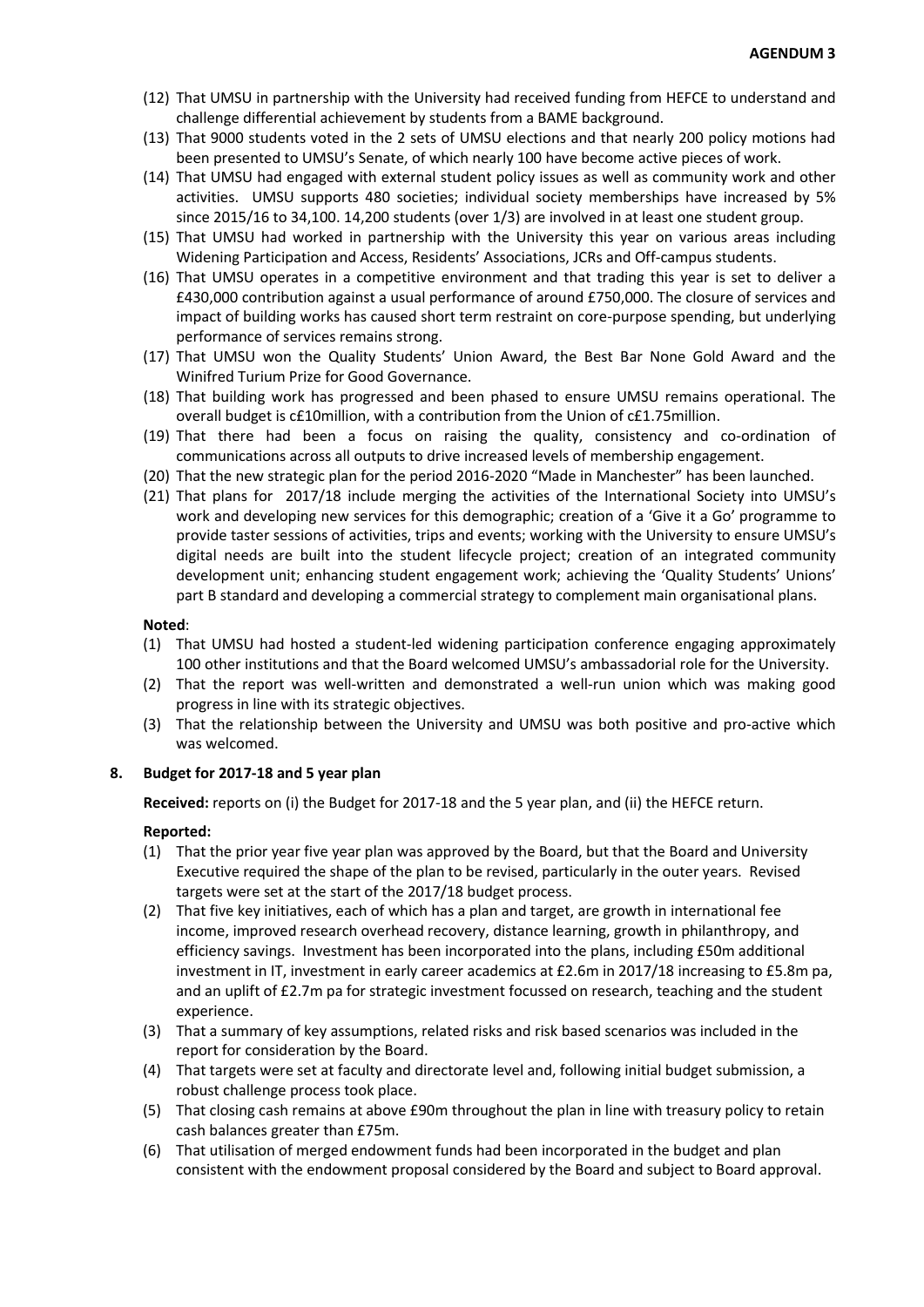(12) That UMSU in partnership with the University had received funding from HEFCE to understand and challenge differential achievement by students from a BAME background.
(13) That 9000 students voted in the 2 sets of UMSU elections and that nearly 200 policy motions had been presented to UMSU's Senate, of which nearly 100 have become active pieces of work.
(14) That UMSU had engaged with external student policy issues as well as community work and other activities. UMSU supports 480 societies; individual society memberships have increased by 5% since 2015/16 to 34,100. 14,200 students (over 1/3) are involved in at least one student group.
(15) That UMSU had worked in partnership with the University this year on various areas including Widening Participation and Access, Residents' Associations, JCRs and Off-campus students.
(16) That UMSU operates in a competitive environment and that trading this year is set to deliver a £430,000 contribution against a usual performance of around £750,000. The closure of services and impact of building works has caused short term restraint on core-purpose spending, but underlying performance of services remains strong.
(17) That UMSU won the Quality Students' Union Award, the Best Bar None Gold Award and the Winifred Turium Prize for Good Governance.
(18) That building work has progressed and been phased to ensure UMSU remains operational. The overall budget is c£10million, with a contribution from the Union of c£1.75million.
(19) That there had been a focus on raising the quality, consistency and co-ordination of communications across all outputs to drive increased levels of membership engagement.
(20) That the new strategic plan for the period 2016-2020 "Made in Manchester" has been launched.
(21) That plans for 2017/18 include merging the activities of the International Society into UMSU's work and developing new services for this demographic; creation of a 'Give it a Go' programme to provide taster sessions of activities, trips and events; working with the University to ensure UMSU's digital needs are built into the student lifecycle project; creation of an integrated community development unit; enhancing student engagement work; achieving the 'Quality Students' Unions' part B standard and developing a commercial strategy to complement main organisational plans.

**Noted**:
(1) That UMSU had hosted a student-led widening participation conference engaging approximately 100 other institutions and that the Board welcomed UMSU's ambassadorial role for the University.
(2) That the report was well-written and demonstrated a well-run union which was making good progress in line with its strategic objectives.
(3) That the relationship between the University and UMSU was both positive and pro-active which was welcomed.

## 8. Budget for 2017-18 and 5 year plan

**Received:** reports on (i) the Budget for 2017-18 and the 5 year plan, and (ii) the HEFCE return.

**Reported:**
(1) That the prior year five year plan was approved by the Board, but that the Board and University Executive required the shape of the plan to be revised, particularly in the outer years. Revised targets were set at the start of the 2017/18 budget process.
(2) That five key initiatives, each of which has a plan and target, are growth in international fee income, improved research overhead recovery, distance learning, growth in philanthropy, and efficiency savings. Investment has been incorporated into the plans, including £50m additional investment in IT, investment in early career academics at £2.6m in 2017/18 increasing to £5.8m pa, and an uplift of £2.7m pa for strategic investment focussed on research, teaching and the student experience.
(3) That a summary of key assumptions, related risks and risk based scenarios was included in the report for consideration by the Board.
(4) That targets were set at faculty and directorate level and, following initial budget submission, a robust challenge process took place.
(5) That closing cash remains at above £90m throughout the plan in line with treasury policy to retain cash balances greater than £75m.
(6) That utilisation of merged endowment funds had been incorporated in the budget and plan consistent with the endowment proposal considered by the Board and subject to Board approval.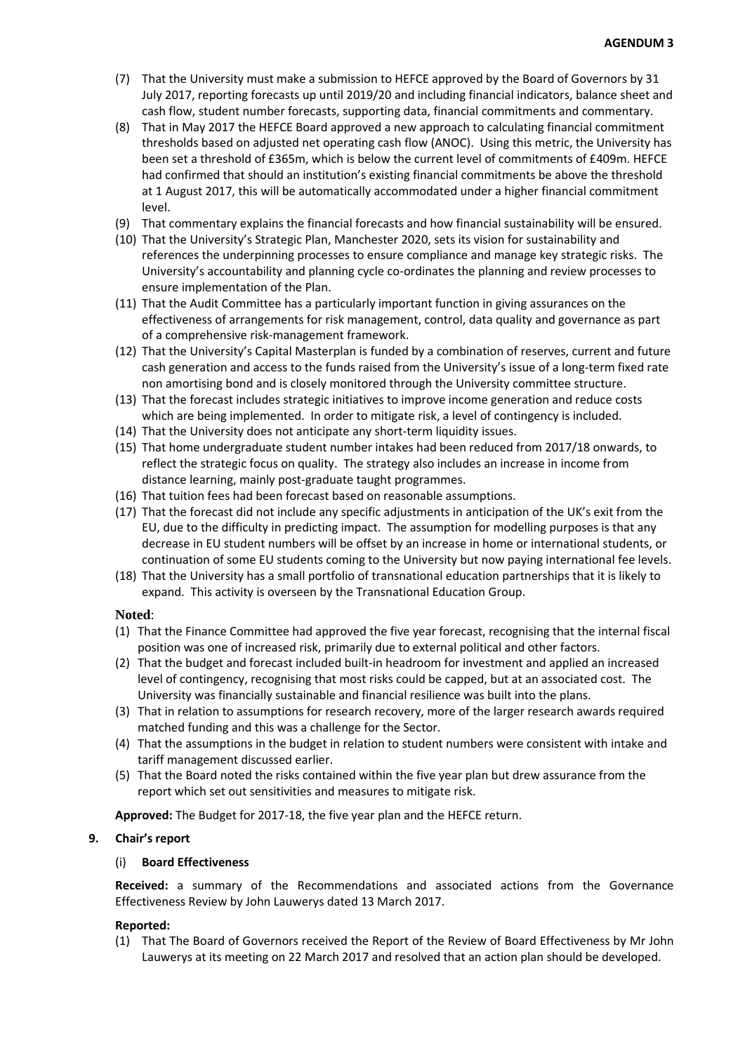(7) That the University must make a submission to HEFCE approved by the Board of Governors by 31 July 2017, reporting forecasts up until 2019/20 and including financial indicators, balance sheet and cash flow, student number forecasts, supporting data, financial commitments and commentary.

(8) That in May 2017 the HEFCE Board approved a new approach to calculating financial commitment thresholds based on adjusted net operating cash flow (ANOC). Using this metric, the University has been set a threshold of £365m, which is below the current level of commitments of £409m. HEFCE had confirmed that should an institution's existing financial commitments be above the threshold at 1 August 2017, this will be automatically accommodated under a higher financial commitment level.

(9) That commentary explains the financial forecasts and how financial sustainability will be ensured.

(10) That the University's Strategic Plan, Manchester 2020, sets its vision for sustainability and references the underpinning processes to ensure compliance and manage key strategic risks. The University's accountability and planning cycle co-ordinates the planning and review processes to ensure implementation of the Plan.

(11) That the Audit Committee has a particularly important function in giving assurances on the effectiveness of arrangements for risk management, control, data quality and governance as part of a comprehensive risk-management framework.

(12) That the University's Capital Masterplan is funded by a combination of reserves, current and future cash generation and access to the funds raised from the University's issue of a long-term fixed rate non amortising bond and is closely monitored through the University committee structure.

(13) That the forecast includes strategic initiatives to improve income generation and reduce costs which are being implemented. In order to mitigate risk, a level of contingency is included.

(14) That the University does not anticipate any short-term liquidity issues.

(15) That home undergraduate student number intakes had been reduced from 2017/18 onwards, to reflect the strategic focus on quality. The strategy also includes an increase in income from distance learning, mainly post-graduate taught programmes.

(16) That tuition fees had been forecast based on reasonable assumptions.

(17) That the forecast did not include any specific adjustments in anticipation of the UK's exit from the EU, due to the difficulty in predicting impact. The assumption for modelling purposes is that any decrease in EU student numbers will be offset by an increase in home or international students, or continuation of some EU students coming to the University but now paying international fee levels.

(18) That the University has a small portfolio of transnational education partnerships that it is likely to expand. This activity is overseen by the Transnational Education Group.

**Noted**:

(1) That the Finance Committee had approved the five year forecast, recognising that the internal fiscal position was one of increased risk, primarily due to external political and other factors.

(2) That the budget and forecast included built-in headroom for investment and applied an increased level of contingency, recognising that most risks could be capped, but at an associated cost. The University was financially sustainable and financial resilience was built into the plans.

(3) That in relation to assumptions for research recovery, more of the larger research awards required matched funding and this was a challenge for the Sector.

(4) That the assumptions in the budget in relation to student numbers were consistent with intake and tariff management discussed earlier.

(5) That the Board noted the risks contained within the five year plan but drew assurance from the report which set out sensitivities and measures to mitigate risk.

**Approved:** The Budget for 2017-18, the five year plan and the HEFCE return.

## 9. Chair's report

### (i) Board Effectiveness

**Received:** a summary of the Recommendations and associated actions from the Governance Effectiveness Review by John Lauwerys dated 13 March 2017.

**Reported:**

(1) That The Board of Governors received the Report of the Review of Board Effectiveness by Mr John Lauwerys at its meeting on 22 March 2017 and resolved that an action plan should be developed.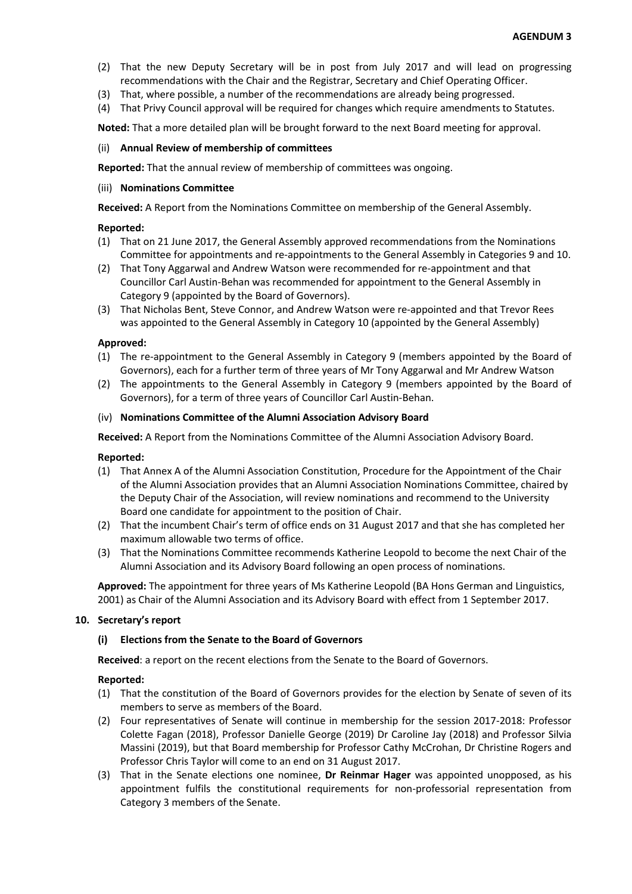- (2) That the new Deputy Secretary will be in post from July 2017 and will lead on progressing recommendations with the Chair and the Registrar, Secretary and Chief Operating Officer.
- (3) That, where possible, a number of the recommendations are already being progressed.
- (4) That Privy Council approval will be required for changes which require amendments to Statutes.

**Noted:** That a more detailed plan will be brought forward to the next Board meeting for approval.

(ii) **Annual Review of membership of committees**

**Reported:** That the annual review of membership of committees was ongoing.

(iii) **Nominations Committee**

**Received:** A Report from the Nominations Committee on membership of the General Assembly.

**Reported:**

- (1) That on 21 June 2017, the General Assembly approved recommendations from the Nominations Committee for appointments and re-appointments to the General Assembly in Categories 9 and 10.
- (2) That Tony Aggarwal and Andrew Watson were recommended for re-appointment and that Councillor Carl Austin-Behan was recommended for appointment to the General Assembly in Category 9 (appointed by the Board of Governors).
- (3) That Nicholas Bent, Steve Connor, and Andrew Watson were re-appointed and that Trevor Rees was appointed to the General Assembly in Category 10 (appointed by the General Assembly)

**Approved:**

- (1) The re-appointment to the General Assembly in Category 9 (members appointed by the Board of Governors), each for a further term of three years of Mr Tony Aggarwal and Mr Andrew Watson
- (2) The appointments to the General Assembly in Category 9 (members appointed by the Board of Governors), for a term of three years of Councillor Carl Austin-Behan.

(iv) **Nominations Committee of the Alumni Association Advisory Board**

**Received:** A Report from the Nominations Committee of the Alumni Association Advisory Board.

**Reported:**

- (1) That Annex A of the Alumni Association Constitution, Procedure for the Appointment of the Chair of the Alumni Association provides that an Alumni Association Nominations Committee, chaired by the Deputy Chair of the Association, will review nominations and recommend to the University Board one candidate for appointment to the position of Chair.
- (2) That the incumbent Chair's term of office ends on 31 August 2017 and that she has completed her maximum allowable two terms of office.
- (3) That the Nominations Committee recommends Katherine Leopold to become the next Chair of the Alumni Association and its Advisory Board following an open process of nominations.

**Approved:** The appointment for three years of Ms Katherine Leopold (BA Hons German and Linguistics, 2001) as Chair of the Alumni Association and its Advisory Board with effect from 1 September 2017.

**10. Secretary's report**

**(i) Elections from the Senate to the Board of Governors**

**Received**: a report on the recent elections from the Senate to the Board of Governors.

**Reported:**

- (1) That the constitution of the Board of Governors provides for the election by Senate of seven of its members to serve as members of the Board.
- (2) Four representatives of Senate will continue in membership for the session 2017-2018: Professor Colette Fagan (2018), Professor Danielle George (2019) Dr Caroline Jay (2018) and Professor Silvia Massini (2019), but that Board membership for Professor Cathy McCrohan, Dr Christine Rogers and Professor Chris Taylor will come to an end on 31 August 2017.
- (3) That in the Senate elections one nominee, **Dr Reinmar Hager** was appointed unopposed, as his appointment fulfils the constitutional requirements for non-professorial representation from Category 3 members of the Senate.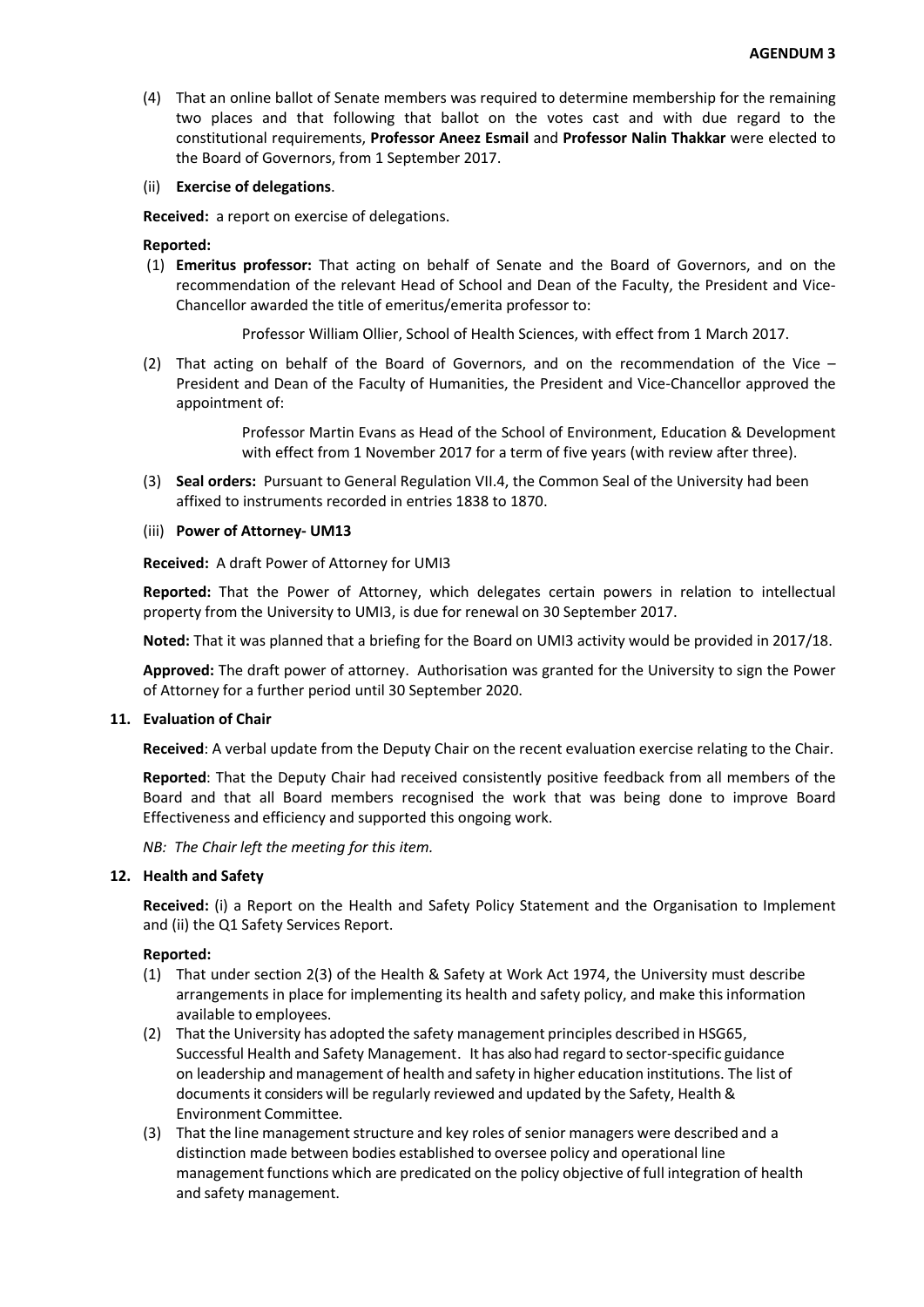**AGENDUM 3**

(4) That an online ballot of Senate members was required to determine membership for the remaining two places and that following that ballot on the votes cast and with due regard to the constitutional requirements, **Professor Aneez Esmail** and **Professor Nalin Thakkar** were elected to the Board of Governors, from 1 September 2017.

(ii) **Exercise of delegations**.

**Received:** a report on exercise of delegations.

**Reported:**

(1) **Emeritus professor:** That acting on behalf of Senate and the Board of Governors, and on the recommendation of the relevant Head of School and Dean of the Faculty, the President and Vice-Chancellor awarded the title of emeritus/emerita professor to:

Professor William Ollier, School of Health Sciences, with effect from 1 March 2017.

(2) That acting on behalf of the Board of Governors, and on the recommendation of the Vice – President and Dean of the Faculty of Humanities, the President and Vice-Chancellor approved the appointment of:

Professor Martin Evans as Head of the School of Environment, Education & Development with effect from 1 November 2017 for a term of five years (with review after three).

(3) **Seal orders:** Pursuant to General Regulation VII.4, the Common Seal of the University had been affixed to instruments recorded in entries 1838 to 1870.

(iii) **Power of Attorney- UM13**

**Received:** A draft Power of Attorney for UMI3

**Reported:** That the Power of Attorney, which delegates certain powers in relation to intellectual property from the University to UMI3, is due for renewal on 30 September 2017.

**Noted:** That it was planned that a briefing for the Board on UMI3 activity would be provided in 2017/18.

**Approved:** The draft power of attorney. Authorisation was granted for the University to sign the Power of Attorney for a further period until 30 September 2020.

**11. Evaluation of Chair**

**Received**: A verbal update from the Deputy Chair on the recent evaluation exercise relating to the Chair.

**Reported**: That the Deputy Chair had received consistently positive feedback from all members of the Board and that all Board members recognised the work that was being done to improve Board Effectiveness and efficiency and supported this ongoing work.

*NB: The Chair left the meeting for this item.*

**12. Health and Safety**

**Received:** (i) a Report on the Health and Safety Policy Statement and the Organisation to Implement and (ii) the Q1 Safety Services Report.

**Reported:**

(1) That under section 2(3) of the Health & Safety at Work Act 1974, the University must describe arrangements in place for implementing its health and safety policy, and make this information available to employees.

(2) That the University has adopted the safety management principles described in HSG65, Successful Health and Safety Management. It has also had regard to sector-specific guidance on leadership and management of health and safety in higher education institutions. The list of documents it considers will be regularly reviewed and updated by the Safety, Health & Environment Committee.

(3) That the line management structure and key roles of senior managers were described and a distinction made between bodies established to oversee policy and operational line management functions which are predicated on the policy objective of full integration of health and safety management.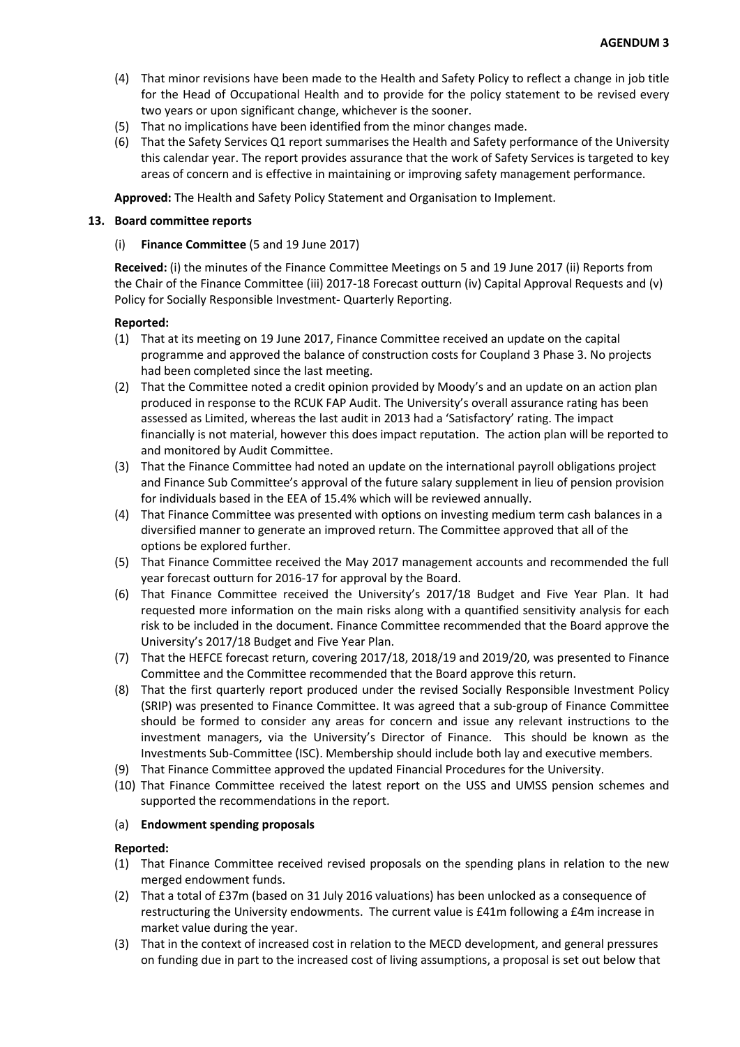(4) That minor revisions have been made to the Health and Safety Policy to reflect a change in job title for the Head of Occupational Health and to provide for the policy statement to be revised every two years or upon significant change, whichever is the sooner.
(5) That no implications have been identified from the minor changes made.
(6) That the Safety Services Q1 report summarises the Health and Safety performance of the University this calendar year. The report provides assurance that the work of Safety Services is targeted to key areas of concern and is effective in maintaining or improving safety management performance.

**Approved:** The Health and Safety Policy Statement and Organisation to Implement.

**13. Board committee reports**

(i) **Finance Committee** (5 and 19 June 2017)

**Received:** (i) the minutes of the Finance Committee Meetings on 5 and 19 June 2017 (ii) Reports from the Chair of the Finance Committee (iii) 2017-18 Forecast outturn (iv) Capital Approval Requests and (v) Policy for Socially Responsible Investment- Quarterly Reporting.

**Reported:**

(1) That at its meeting on 19 June 2017, Finance Committee received an update on the capital programme and approved the balance of construction costs for Coupland 3 Phase 3. No projects had been completed since the last meeting.
(2) That the Committee noted a credit opinion provided by Moody's and an update on an action plan produced in response to the RCUK FAP Audit. The University's overall assurance rating has been assessed as Limited, whereas the last audit in 2013 had a 'Satisfactory' rating. The impact financially is not material, however this does impact reputation. The action plan will be reported to and monitored by Audit Committee.
(3) That the Finance Committee had noted an update on the international payroll obligations project and Finance Sub Committee's approval of the future salary supplement in lieu of pension provision for individuals based in the EEA of 15.4% which will be reviewed annually.
(4) That Finance Committee was presented with options on investing medium term cash balances in a diversified manner to generate an improved return. The Committee approved that all of the options be explored further.
(5) That Finance Committee received the May 2017 management accounts and recommended the full year forecast outturn for 2016-17 for approval by the Board.
(6) That Finance Committee received the University's 2017/18 Budget and Five Year Plan. It had requested more information on the main risks along with a quantified sensitivity analysis for each risk to be included in the document. Finance Committee recommended that the Board approve the University's 2017/18 Budget and Five Year Plan.
(7) That the HEFCE forecast return, covering 2017/18, 2018/19 and 2019/20, was presented to Finance Committee and the Committee recommended that the Board approve this return.
(8) That the first quarterly report produced under the revised Socially Responsible Investment Policy (SRIP) was presented to Finance Committee. It was agreed that a sub-group of Finance Committee should be formed to consider any areas for concern and issue any relevant instructions to the investment managers, via the University's Director of Finance. This should be known as the Investments Sub-Committee (ISC). Membership should include both lay and executive members.
(9) That Finance Committee approved the updated Financial Procedures for the University.
(10) That Finance Committee received the latest report on the USS and UMSS pension schemes and supported the recommendations in the report.

(a) **Endowment spending proposals**

**Reported:**

(1) That Finance Committee received revised proposals on the spending plans in relation to the new merged endowment funds.
(2) That a total of £37m (based on 31 July 2016 valuations) has been unlocked as a consequence of restructuring the University endowments. The current value is £41m following a £4m increase in market value during the year.
(3) That in the context of increased cost in relation to the MECD development, and general pressures on funding due in part to the increased cost of living assumptions, a proposal is set out below that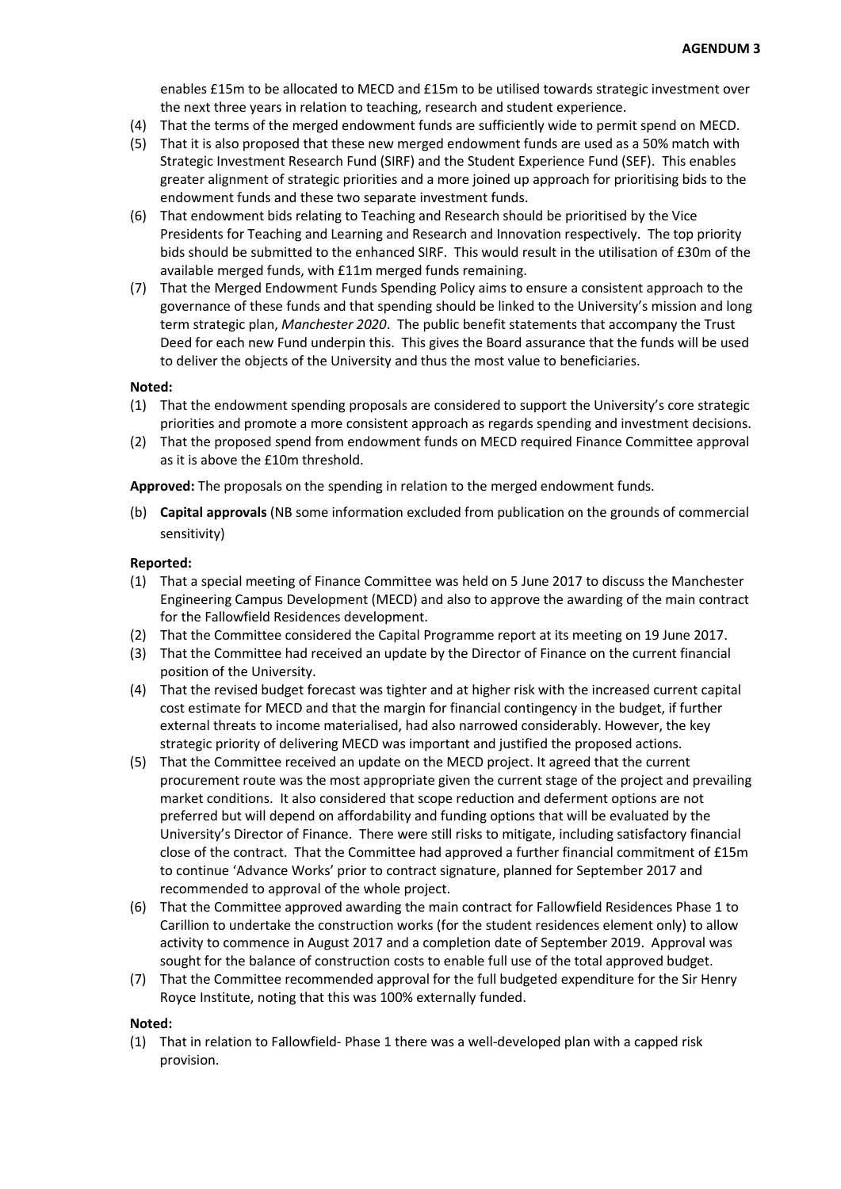enables £15m to be allocated to MECD and £15m to be utilised towards strategic investment over the next three years in relation to teaching, research and student experience.

(4) That the terms of the merged endowment funds are sufficiently wide to permit spend on MECD.

(5) That it is also proposed that these new merged endowment funds are used as a 50% match with Strategic Investment Research Fund (SIRF) and the Student Experience Fund (SEF). This enables greater alignment of strategic priorities and a more joined up approach for prioritising bids to the endowment funds and these two separate investment funds.

(6) That endowment bids relating to Teaching and Research should be prioritised by the Vice Presidents for Teaching and Learning and Research and Innovation respectively. The top priority bids should be submitted to the enhanced SIRF. This would result in the utilisation of £30m of the available merged funds, with £11m merged funds remaining.

(7) That the Merged Endowment Funds Spending Policy aims to ensure a consistent approach to the governance of these funds and that spending should be linked to the University's mission and long term strategic plan, *Manchester 2020*. The public benefit statements that accompany the Trust Deed for each new Fund underpin this. This gives the Board assurance that the funds will be used to deliver the objects of the University and thus the most value to beneficiaries.

**Noted:**

(1) That the endowment spending proposals are considered to support the University's core strategic priorities and promote a more consistent approach as regards spending and investment decisions.

(2) That the proposed spend from endowment funds on MECD required Finance Committee approval as it is above the £10m threshold.

**Approved:** The proposals on the spending in relation to the merged endowment funds.

(b) **Capital approvals** (NB some information excluded from publication on the grounds of commercial sensitivity)

**Reported:**

(1) That a special meeting of Finance Committee was held on 5 June 2017 to discuss the Manchester Engineering Campus Development (MECD) and also to approve the awarding of the main contract for the Fallowfield Residences development.

(2) That the Committee considered the Capital Programme report at its meeting on 19 June 2017.

(3) That the Committee had received an update by the Director of Finance on the current financial position of the University.

(4) That the revised budget forecast was tighter and at higher risk with the increased current capital cost estimate for MECD and that the margin for financial contingency in the budget, if further external threats to income materialised, had also narrowed considerably. However, the key strategic priority of delivering MECD was important and justified the proposed actions.

(5) That the Committee received an update on the MECD project. It agreed that the current procurement route was the most appropriate given the current stage of the project and prevailing market conditions. It also considered that scope reduction and deferment options are not preferred but will depend on affordability and funding options that will be evaluated by the University's Director of Finance. There were still risks to mitigate, including satisfactory financial close of the contract. That the Committee had approved a further financial commitment of £15m to continue 'Advance Works' prior to contract signature, planned for September 2017 and recommended to approval of the whole project.

(6) That the Committee approved awarding the main contract for Fallowfield Residences Phase 1 to Carillion to undertake the construction works (for the student residences element only) to allow activity to commence in August 2017 and a completion date of September 2019. Approval was sought for the balance of construction costs to enable full use of the total approved budget.

(7) That the Committee recommended approval for the full budgeted expenditure for the Sir Henry Royce Institute, noting that this was 100% externally funded.

**Noted:**

(1) That in relation to Fallowfield- Phase 1 there was a well-developed plan with a capped risk provision.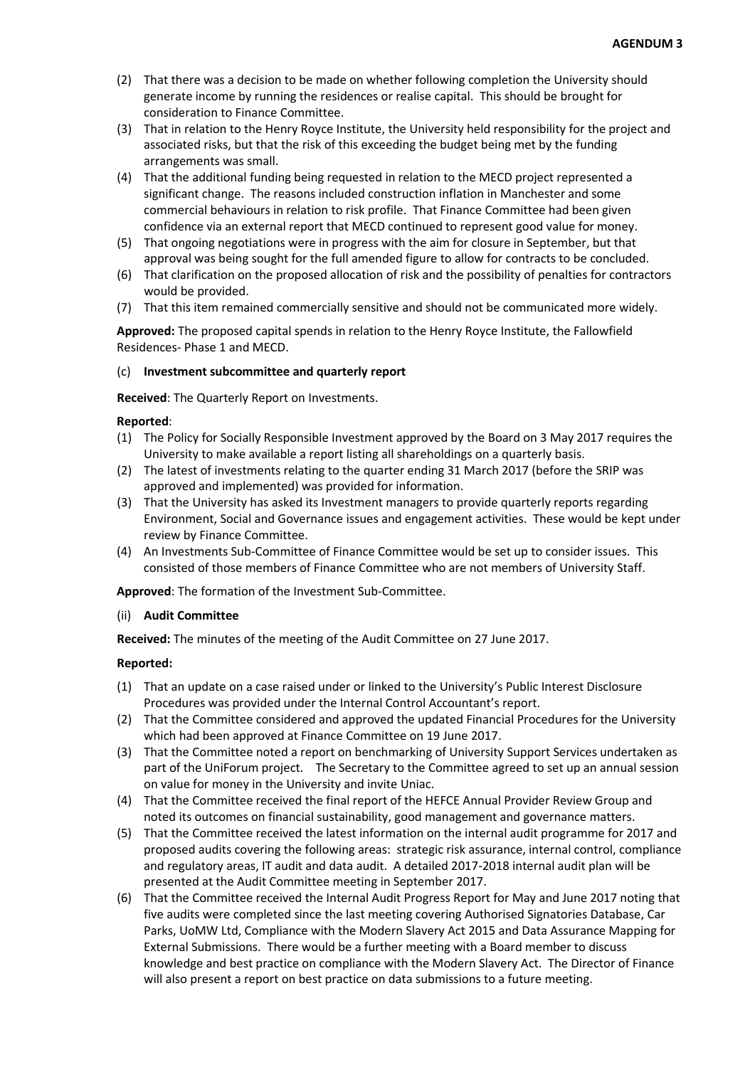(2) That there was a decision to be made on whether following completion the University should generate income by running the residences or realise capital. This should be brought for consideration to Finance Committee.
(3) That in relation to the Henry Royce Institute, the University held responsibility for the project and associated risks, but that the risk of this exceeding the budget being met by the funding arrangements was small.
(4) That the additional funding being requested in relation to the MECD project represented a significant change. The reasons included construction inflation in Manchester and some commercial behaviours in relation to risk profile. That Finance Committee had been given confidence via an external report that MECD continued to represent good value for money.
(5) That ongoing negotiations were in progress with the aim for closure in September, but that approval was being sought for the full amended figure to allow for contracts to be concluded.
(6) That clarification on the proposed allocation of risk and the possibility of penalties for contractors would be provided.
(7) That this item remained commercially sensitive and should not be communicated more widely.

**Approved:** The proposed capital spends in relation to the Henry Royce Institute, the Fallowfield Residences- Phase 1 and MECD.

(c) **Investment subcommittee and quarterly report**

**Received**: The Quarterly Report on Investments.

**Reported**:

(1) The Policy for Socially Responsible Investment approved by the Board on 3 May 2017 requires the University to make available a report listing all shareholdings on a quarterly basis.
(2) The latest of investments relating to the quarter ending 31 March 2017 (before the SRIP was approved and implemented) was provided for information.
(3) That the University has asked its Investment managers to provide quarterly reports regarding Environment, Social and Governance issues and engagement activities. These would be kept under review by Finance Committee.
(4) An Investments Sub-Committee of Finance Committee would be set up to consider issues. This consisted of those members of Finance Committee who are not members of University Staff.

**Approved**: The formation of the Investment Sub-Committee.

(ii) **Audit Committee**

**Received:** The minutes of the meeting of the Audit Committee on 27 June 2017.

**Reported:**

(1) That an update on a case raised under or linked to the University's Public Interest Disclosure Procedures was provided under the Internal Control Accountant's report.
(2) That the Committee considered and approved the updated Financial Procedures for the University which had been approved at Finance Committee on 19 June 2017.
(3) That the Committee noted a report on benchmarking of University Support Services undertaken as part of the UniForum project. The Secretary to the Committee agreed to set up an annual session on value for money in the University and invite Uniac.
(4) That the Committee received the final report of the HEFCE Annual Provider Review Group and noted its outcomes on financial sustainability, good management and governance matters.
(5) That the Committee received the latest information on the internal audit programme for 2017 and proposed audits covering the following areas: strategic risk assurance, internal control, compliance and regulatory areas, IT audit and data audit. A detailed 2017-2018 internal audit plan will be presented at the Audit Committee meeting in September 2017.
(6) That the Committee received the Internal Audit Progress Report for May and June 2017 noting that five audits were completed since the last meeting covering Authorised Signatories Database, Car Parks, UoMW Ltd, Compliance with the Modern Slavery Act 2015 and Data Assurance Mapping for External Submissions. There would be a further meeting with a Board member to discuss knowledge and best practice on compliance with the Modern Slavery Act. The Director of Finance will also present a report on best practice on data submissions to a future meeting.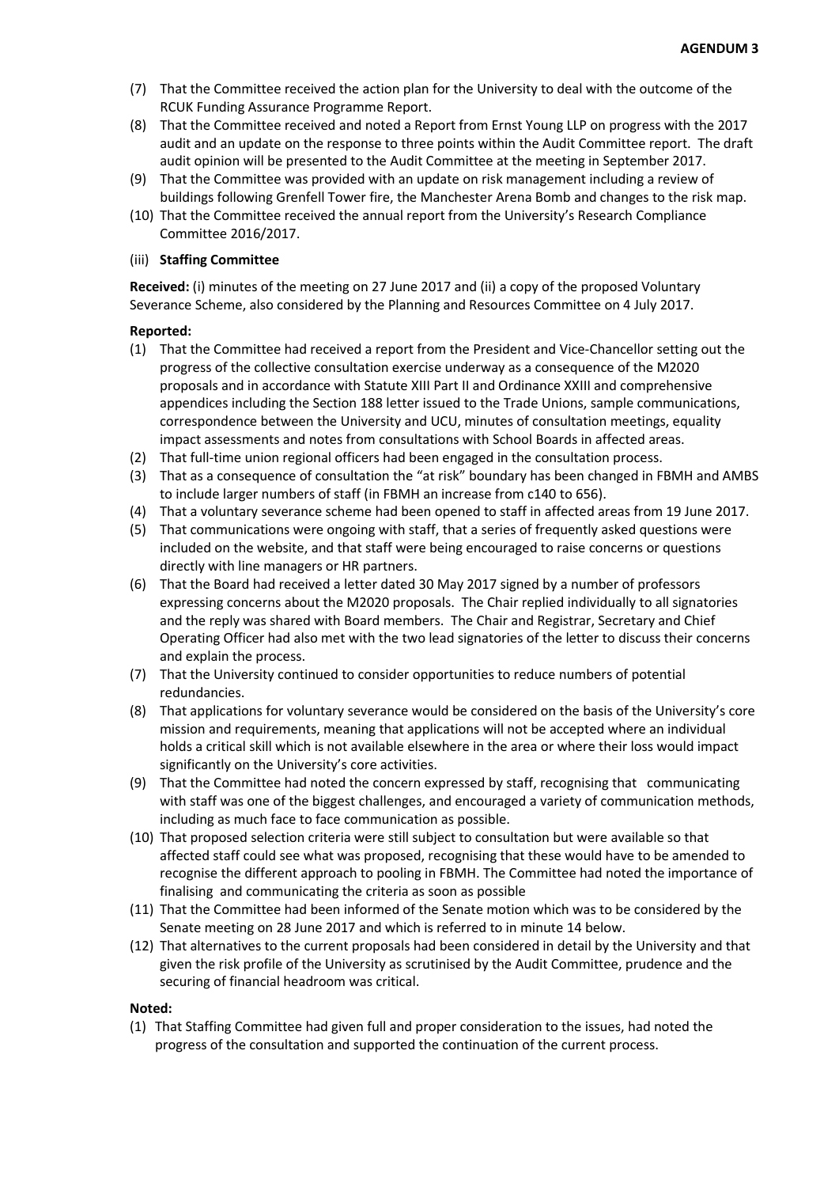(7) That the Committee received the action plan for the University to deal with the outcome of the RCUK Funding Assurance Programme Report.
(8) That the Committee received and noted a Report from Ernst Young LLP on progress with the 2017 audit and an update on the response to three points within the Audit Committee report. The draft audit opinion will be presented to the Audit Committee at the meeting in September 2017.
(9) That the Committee was provided with an update on risk management including a review of buildings following Grenfell Tower fire, the Manchester Arena Bomb and changes to the risk map.
(10) That the Committee received the annual report from the University's Research Compliance Committee 2016/2017.

(iii) **Staffing Committee**

**Received:** (i) minutes of the meeting on 27 June 2017 and (ii) a copy of the proposed Voluntary Severance Scheme, also considered by the Planning and Resources Committee on 4 July 2017.

**Reported:**

(1) That the Committee had received a report from the President and Vice-Chancellor setting out the progress of the collective consultation exercise underway as a consequence of the M2020 proposals and in accordance with Statute XIII Part II and Ordinance XXIII and comprehensive appendices including the Section 188 letter issued to the Trade Unions, sample communications, correspondence between the University and UCU, minutes of consultation meetings, equality impact assessments and notes from consultations with School Boards in affected areas.
(2) That full-time union regional officers had been engaged in the consultation process.
(3) That as a consequence of consultation the "at risk" boundary has been changed in FBMH and AMBS to include larger numbers of staff (in FBMH an increase from c140 to 656).
(4) That a voluntary severance scheme had been opened to staff in affected areas from 19 June 2017.
(5) That communications were ongoing with staff, that a series of frequently asked questions were included on the website, and that staff were being encouraged to raise concerns or questions directly with line managers or HR partners.
(6) That the Board had received a letter dated 30 May 2017 signed by a number of professors expressing concerns about the M2020 proposals. The Chair replied individually to all signatories and the reply was shared with Board members. The Chair and Registrar, Secretary and Chief Operating Officer had also met with the two lead signatories of the letter to discuss their concerns and explain the process.
(7) That the University continued to consider opportunities to reduce numbers of potential redundancies.
(8) That applications for voluntary severance would be considered on the basis of the University's core mission and requirements, meaning that applications will not be accepted where an individual holds a critical skill which is not available elsewhere in the area or where their loss would impact significantly on the University's core activities.
(9) That the Committee had noted the concern expressed by staff, recognising that communicating with staff was one of the biggest challenges, and encouraged a variety of communication methods, including as much face to face communication as possible.
(10) That proposed selection criteria were still subject to consultation but were available so that affected staff could see what was proposed, recognising that these would have to be amended to recognise the different approach to pooling in FBMH. The Committee had noted the importance of finalising and communicating the criteria as soon as possible
(11) That the Committee had been informed of the Senate motion which was to be considered by the Senate meeting on 28 June 2017 and which is referred to in minute 14 below.
(12) That alternatives to the current proposals had been considered in detail by the University and that given the risk profile of the University as scrutinised by the Audit Committee, prudence and the securing of financial headroom was critical.

**Noted:**

(1) That Staffing Committee had given full and proper consideration to the issues, had noted the progress of the consultation and supported the continuation of the current process.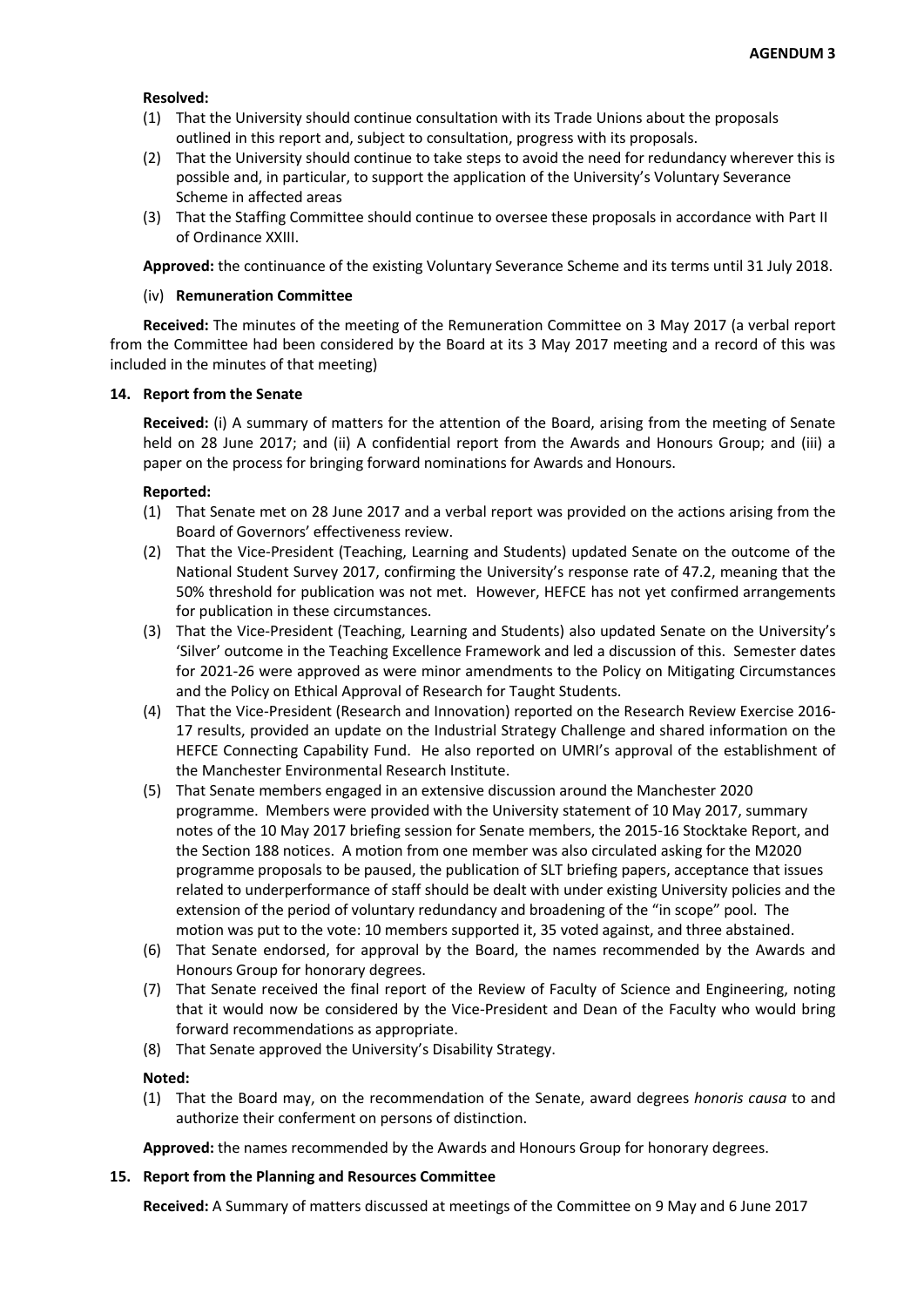**Resolved:**

1. That the University should continue consultation with its Trade Unions about the proposals outlined in this report and, subject to consultation, progress with its proposals.
2. That the University should continue to take steps to avoid the need for redundancy wherever this is possible and, in particular, to support the application of the University's Voluntary Severance Scheme in affected areas
3. That the Staffing Committee should continue to oversee these proposals in accordance with Part II of Ordinance XXIII.

**Approved:** the continuance of the existing Voluntary Severance Scheme and its terms until 31 July 2018.

(iv) **Remuneration Committee**

**Received:** The minutes of the meeting of the Remuneration Committee on 3 May 2017 (a verbal report from the Committee had been considered by the Board at its 3 May 2017 meeting and a record of this was included in the minutes of that meeting)

**14. Report from the Senate**

**Received:** (i) A summary of matters for the attention of the Board, arising from the meeting of Senate held on 28 June 2017; and (ii) A confidential report from the Awards and Honours Group; and (iii) a paper on the process for bringing forward nominations for Awards and Honours.

**Reported:**

1. That Senate met on 28 June 2017 and a verbal report was provided on the actions arising from the Board of Governors' effectiveness review.
2. That the Vice-President (Teaching, Learning and Students) updated Senate on the outcome of the National Student Survey 2017, confirming the University's response rate of 47.2, meaning that the 50% threshold for publication was not met. However, HEFCE has not yet confirmed arrangements for publication in these circumstances.
3. That the Vice-President (Teaching, Learning and Students) also updated Senate on the University's 'Silver' outcome in the Teaching Excellence Framework and led a discussion of this. Semester dates for 2021-26 were approved as were minor amendments to the Policy on Mitigating Circumstances and the Policy on Ethical Approval of Research for Taught Students.
4. That the Vice-President (Research and Innovation) reported on the Research Review Exercise 2016-17 results, provided an update on the Industrial Strategy Challenge and shared information on the HEFCE Connecting Capability Fund. He also reported on UMRI's approval of the establishment of the Manchester Environmental Research Institute.
5. That Senate members engaged in an extensive discussion around the Manchester 2020 programme. Members were provided with the University statement of 10 May 2017, summary notes of the 10 May 2017 briefing session for Senate members, the 2015-16 Stocktake Report, and the Section 188 notices. A motion from one member was also circulated asking for the M2020 programme proposals to be paused, the publication of SLT briefing papers, acceptance that issues related to underperformance of staff should be dealt with under existing University policies and the extension of the period of voluntary redundancy and broadening of the "in scope" pool. The motion was put to the vote: 10 members supported it, 35 voted against, and three abstained.
6. That Senate endorsed, for approval by the Board, the names recommended by the Awards and Honours Group for honorary degrees.
7. That Senate received the final report of the Review of Faculty of Science and Engineering, noting that it would now be considered by the Vice-President and Dean of the Faculty who would bring forward recommendations as appropriate.
8. That Senate approved the University's Disability Strategy.

**Noted:**

1. That the Board may, on the recommendation of the Senate, award degrees *honoris causa* to and authorize their conferment on persons of distinction.

**Approved:** the names recommended by the Awards and Honours Group for honorary degrees.

**15. Report from the Planning and Resources Committee**

**Received:** A Summary of matters discussed at meetings of the Committee on 9 May and 6 June 2017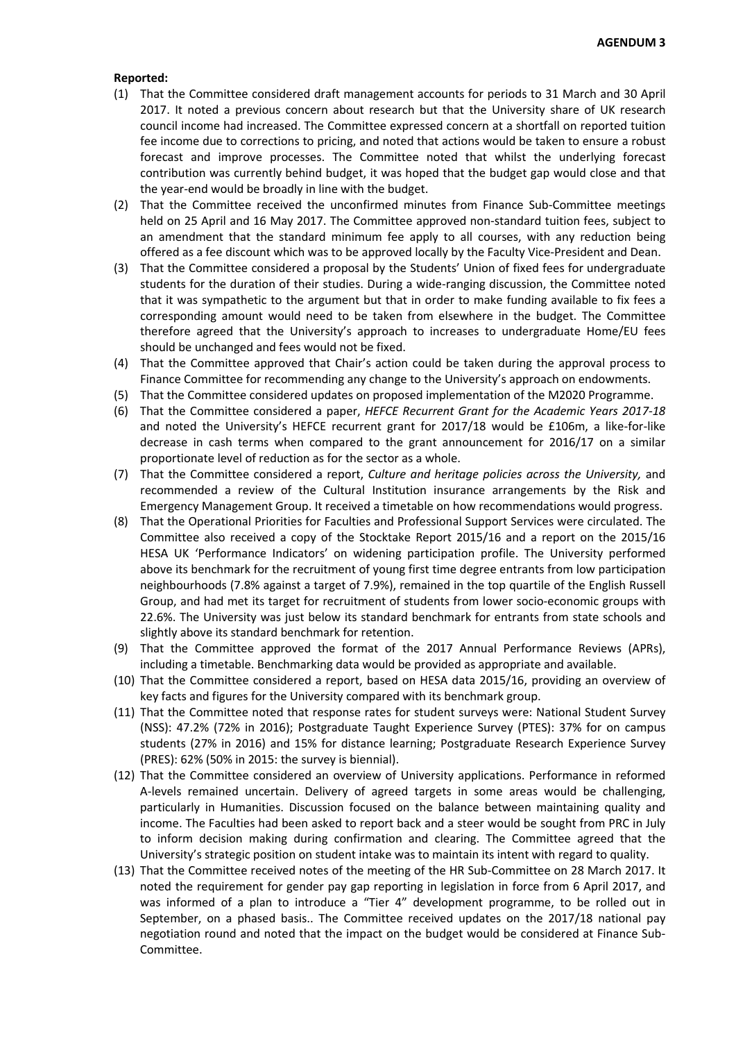**AGENDUM 3**

**Reported:**

(1) That the Committee considered draft management accounts for periods to 31 March and 30 April 2017. It noted a previous concern about research but that the University share of UK research council income had increased. The Committee expressed concern at a shortfall on reported tuition fee income due to corrections to pricing, and noted that actions would be taken to ensure a robust forecast and improve processes. The Committee noted that whilst the underlying forecast contribution was currently behind budget, it was hoped that the budget gap would close and that the year-end would be broadly in line with the budget.

(2) That the Committee received the unconfirmed minutes from Finance Sub-Committee meetings held on 25 April and 16 May 2017. The Committee approved non-standard tuition fees, subject to an amendment that the standard minimum fee apply to all courses, with any reduction being offered as a fee discount which was to be approved locally by the Faculty Vice-President and Dean.

(3) That the Committee considered a proposal by the Students' Union of fixed fees for undergraduate students for the duration of their studies. During a wide-ranging discussion, the Committee noted that it was sympathetic to the argument but that in order to make funding available to fix fees a corresponding amount would need to be taken from elsewhere in the budget. The Committee therefore agreed that the University's approach to increases to undergraduate Home/EU fees should be unchanged and fees would not be fixed.

(4) That the Committee approved that Chair's action could be taken during the approval process to Finance Committee for recommending any change to the University's approach on endowments.

(5) That the Committee considered updates on proposed implementation of the M2020 Programme.

(6) That the Committee considered a paper, *HEFCE Recurrent Grant for the Academic Years 2017-18* and noted the University's HEFCE recurrent grant for 2017/18 would be £106m, a like-for-like decrease in cash terms when compared to the grant announcement for 2016/17 on a similar proportionate level of reduction as for the sector as a whole.

(7) That the Committee considered a report, *Culture and heritage policies across the University,* and recommended a review of the Cultural Institution insurance arrangements by the Risk and Emergency Management Group. It received a timetable on how recommendations would progress.

(8) That the Operational Priorities for Faculties and Professional Support Services were circulated. The Committee also received a copy of the Stocktake Report 2015/16 and a report on the 2015/16 HESA UK 'Performance Indicators' on widening participation profile. The University performed above its benchmark for the recruitment of young first time degree entrants from low participation neighbourhoods (7.8% against a target of 7.9%), remained in the top quartile of the English Russell Group, and had met its target for recruitment of students from lower socio-economic groups with 22.6%. The University was just below its standard benchmark for entrants from state schools and slightly above its standard benchmark for retention.

(9) That the Committee approved the format of the 2017 Annual Performance Reviews (APRs), including a timetable. Benchmarking data would be provided as appropriate and available.

(10) That the Committee considered a report, based on HESA data 2015/16, providing an overview of key facts and figures for the University compared with its benchmark group.

(11) That the Committee noted that response rates for student surveys were: National Student Survey (NSS): 47.2% (72% in 2016); Postgraduate Taught Experience Survey (PTES): 37% for on campus students (27% in 2016) and 15% for distance learning; Postgraduate Research Experience Survey (PRES): 62% (50% in 2015: the survey is biennial).

(12) That the Committee considered an overview of University applications. Performance in reformed A-levels remained uncertain. Delivery of agreed targets in some areas would be challenging, particularly in Humanities. Discussion focused on the balance between maintaining quality and income. The Faculties had been asked to report back and a steer would be sought from PRC in July to inform decision making during confirmation and clearing. The Committee agreed that the University's strategic position on student intake was to maintain its intent with regard to quality.

(13) That the Committee received notes of the meeting of the HR Sub-Committee on 28 March 2017. It noted the requirement for gender pay gap reporting in legislation in force from 6 April 2017, and was informed of a plan to introduce a "Tier 4" development programme, to be rolled out in September, on a phased basis.. The Committee received updates on the 2017/18 national pay negotiation round and noted that the impact on the budget would be considered at Finance Sub-Committee.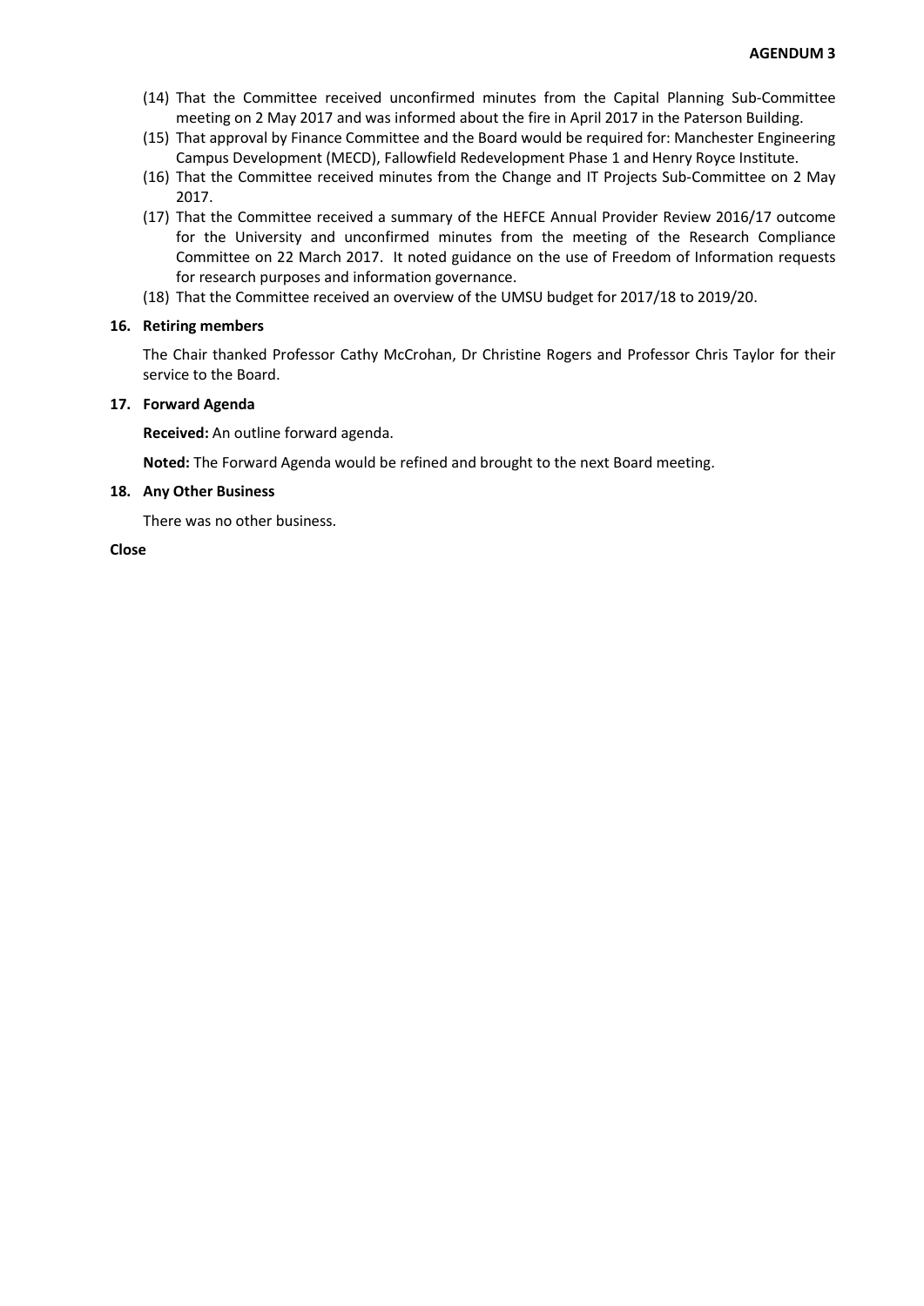(14) That the Committee received unconfirmed minutes from the Capital Planning Sub-Committee meeting on 2 May 2017 and was informed about the fire in April 2017 in the Paterson Building.

(15) That approval by Finance Committee and the Board would be required for: Manchester Engineering Campus Development (MECD), Fallowfield Redevelopment Phase 1 and Henry Royce Institute.

(16) That the Committee received minutes from the Change and IT Projects Sub-Committee on 2 May 2017.

(17) That the Committee received a summary of the HEFCE Annual Provider Review 2016/17 outcome for the University and unconfirmed minutes from the meeting of the Research Compliance Committee on 22 March 2017. It noted guidance on the use of Freedom of Information requests for research purposes and information governance.

(18) That the Committee received an overview of the UMSU budget for 2017/18 to 2019/20.

**16. Retiring members**

The Chair thanked Professor Cathy McCrohan, Dr Christine Rogers and Professor Chris Taylor for their service to the Board.

**17. Forward Agenda**

**Received:** An outline forward agenda.

**Noted:** The Forward Agenda would be refined and brought to the next Board meeting.

**18. Any Other Business**

There was no other business.

**Close**